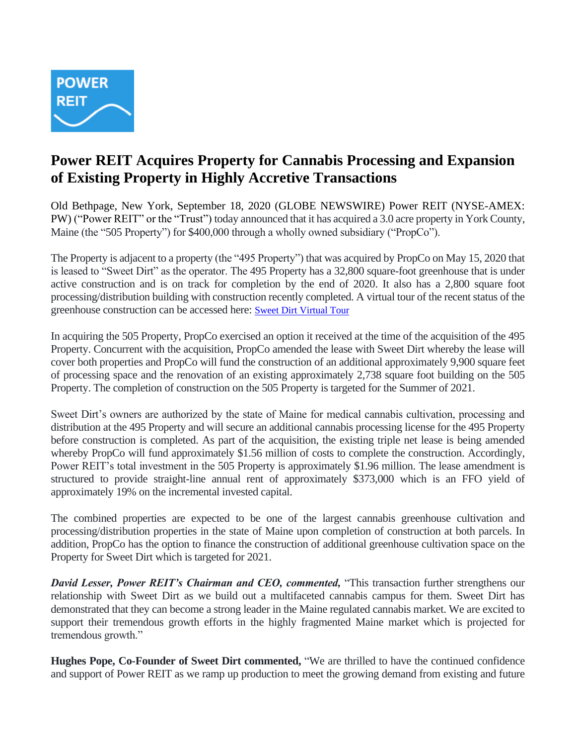# Power REIT Acquires Property for Cannabis Processing and Expansion of Existing Property in Highly Accretive Transactions

Old Bethpage, New York, September 18, 2020 (GLOBE NEWSWIRE) Power REIT (NYSE-AMEX: PW) ("Power REIT" or the "Trust") today announced that it has acquired a 3.0 acre property in York County, Maine (the "505 Property") for $400,000 through a wholly owned subsidiary ("PropCo").

The Property is adjacent to a property (the "495 Property") that was acquired by PropCo on May 15, 2020 that is leased to "Sweet Dirt" as the operator. The 495 Property has a 32,800 square-foot greenhouse that is under active construction and is on track for completion by the end of 2020. It also has a 2,800 square foot processing/distribution building with construction recently completed. A virtual tour of the recent status of the greenhouse construction can be accessed here: Sweet Dirt Virtual Tour

In acquiring the 505 Property, PropCo exercised an option it received at the time of the acquisition of the 495 Property. Concurrent with the acquisition, PropCo amended the lease with Sweet Dirt whereby the lease will cover both properties and PropCo will fund the construction of an additional approximately 9,900 square feet of processing space and the renovation of an existing approximately 2,738 square foot building on the 505 Property. The completion of construction on the 505 Property is targeted for the Summer of 2021.

Sweet Dirt's owners are authorized by the state of Maine for medical cannabis cultivation, processing and distribution at the 495 Property and will secure an additional cannabis processing license for the 495 Property before construction is completed. As part of the acquisition, the existing triple net lease is being amended whereby PropCo will fund approximately $1.56 million of costs to complete the construction. Accordingly, Power REIT's total investment in the 505 Property is approximately $1.96 million. The lease amendment is structured to provide straight-line annual rent of approximately $373,000 which is an FFO yield of approximately 19% on the incremental invested capital.

The combined properties are expected to be one of the largest cannabis greenhouse cultivation and processing/distribution properties in the state of Maine upon completion of construction at both parcels. In addition, PropCo has the option to finance the construction of additional greenhouse cultivation space on the Property for Sweet Dirt which is targeted for 2021.

***David Lesser, Power REIT's Chairman and CEO, commented,*** "This transaction further strengthens our relationship with Sweet Dirt as we build out a multifaceted cannabis campus for them. Sweet Dirt has demonstrated that they can become a strong leader in the Maine regulated cannabis market. We are excited to support their tremendous growth efforts in the highly fragmented Maine market which is projected for tremendous growth."

**Hughes Pope, Co-Founder of Sweet Dirt commented,** "We are thrilled to have the continued confidence and support of Power REIT as we ramp up production to meet the growing demand from existing and future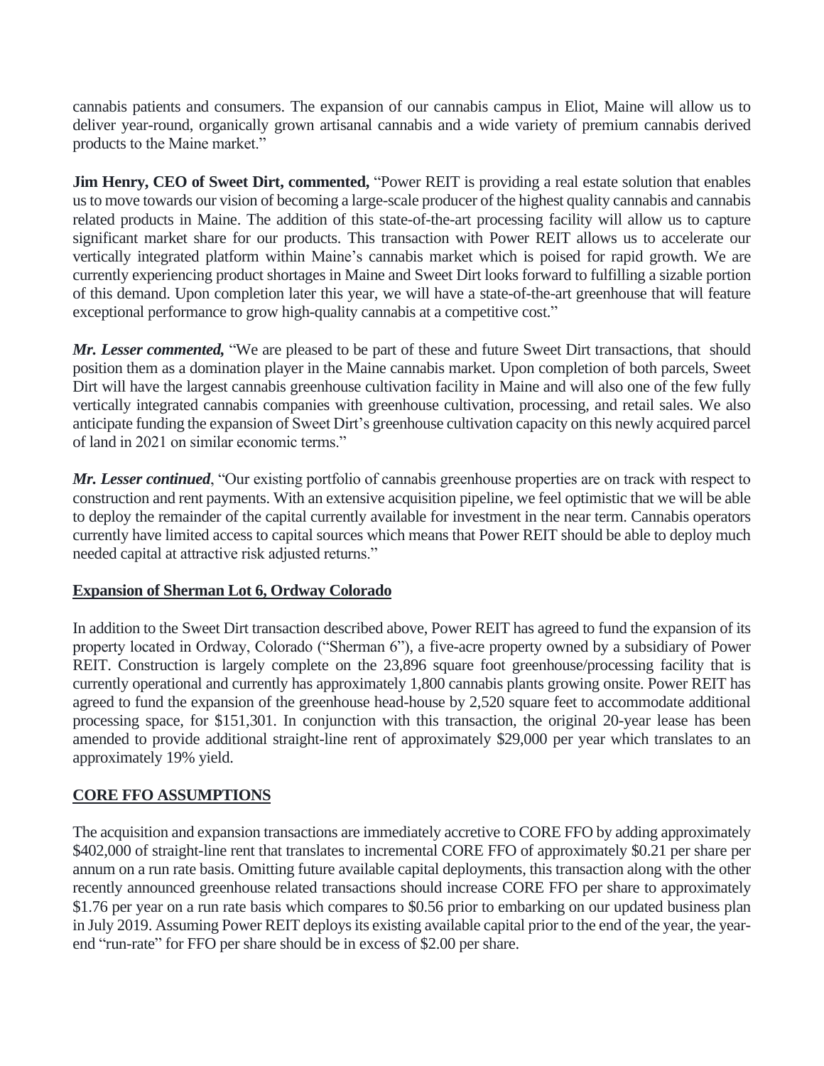cannabis patients and consumers. The expansion of our cannabis campus in Eliot, Maine will allow us to deliver year-round, organically grown artisanal cannabis and a wide variety of premium cannabis derived products to the Maine market."

**Jim Henry, CEO of Sweet Dirt, commented,** "Power REIT is providing a real estate solution that enables us to move towards our vision of becoming a large-scale producer of the highest quality cannabis and cannabis related products in Maine. The addition of this state-of-the-art processing facility will allow us to capture significant market share for our products. This transaction with Power REIT allows us to accelerate our vertically integrated platform within Maine's cannabis market which is poised for rapid growth. We are currently experiencing product shortages in Maine and Sweet Dirt looks forward to fulfilling a sizable portion of this demand. Upon completion later this year, we will have a state-of-the-art greenhouse that will feature exceptional performance to grow high-quality cannabis at a competitive cost."

***Mr. Lesser commented,*** "We are pleased to be part of these and future Sweet Dirt transactions, that should position them as a domination player in the Maine cannabis market. Upon completion of both parcels, Sweet Dirt will have the largest cannabis greenhouse cultivation facility in Maine and will also one of the few fully vertically integrated cannabis companies with greenhouse cultivation, processing, and retail sales. We also anticipate funding the expansion of Sweet Dirt's greenhouse cultivation capacity on this newly acquired parcel of land in 2021 on similar economic terms."

***Mr. Lesser continued***, "Our existing portfolio of cannabis greenhouse properties are on track with respect to construction and rent payments. With an extensive acquisition pipeline, we feel optimistic that we will be able to deploy the remainder of the capital currently available for investment in the near term. Cannabis operators currently have limited access to capital sources which means that Power REIT should be able to deploy much needed capital at attractive risk adjusted returns."

**Expansion of Sherman Lot 6, Ordway Colorado**

In addition to the Sweet Dirt transaction described above, Power REIT has agreed to fund the expansion of its property located in Ordway, Colorado ("Sherman 6"), a five-acre property owned by a subsidiary of Power REIT. Construction is largely complete on the 23,896 square foot greenhouse/processing facility that is currently operational and currently has approximately 1,800 cannabis plants growing onsite. Power REIT has agreed to fund the expansion of the greenhouse head-house by 2,520 square feet to accommodate additional processing space, for $151,301. In conjunction with this transaction, the original 20-year lease has been amended to provide additional straight-line rent of approximately $29,000 per year which translates to an approximately 19% yield.

**CORE FFO ASSUMPTIONS**

The acquisition and expansion transactions are immediately accretive to CORE FFO by adding approximately $402,000 of straight-line rent that translates to incremental CORE FFO of approximately $0.21 per share per annum on a run rate basis. Omitting future available capital deployments, this transaction along with the other recently announced greenhouse related transactions should increase CORE FFO per share to approximately $1.76 per year on a run rate basis which compares to $0.56 prior to embarking on our updated business plan in July 2019. Assuming Power REIT deploys its existing available capital prior to the end of the year, the year-end "run-rate" for FFO per share should be in excess of $2.00 per share.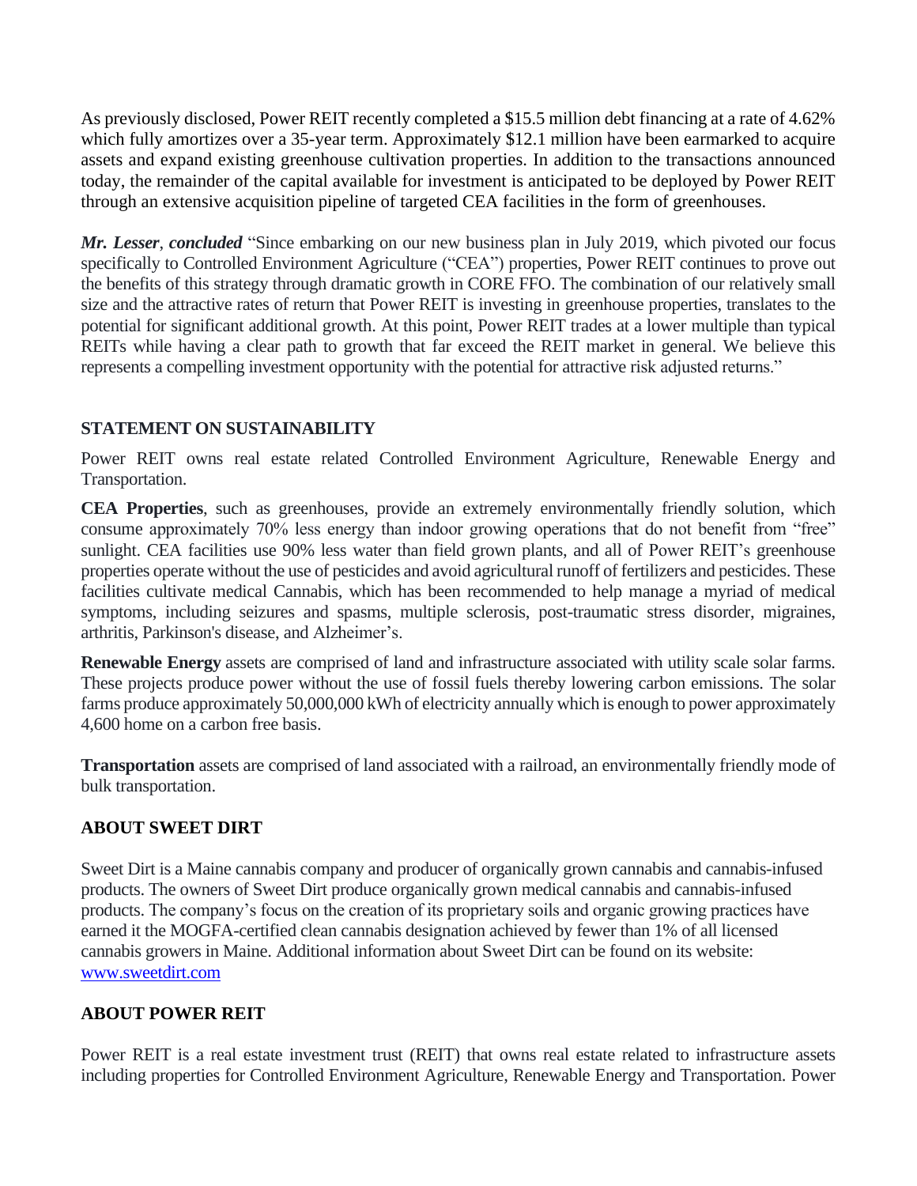As previously disclosed, Power REIT recently completed a $15.5 million debt financing at a rate of 4.62% which fully amortizes over a 35-year term. Approximately $12.1 million have been earmarked to acquire assets and expand existing greenhouse cultivation properties. In addition to the transactions announced today, the remainder of the capital available for investment is anticipated to be deployed by Power REIT through an extensive acquisition pipeline of targeted CEA facilities in the form of greenhouses.

***Mr. Lesser***, ***concluded*** "Since embarking on our new business plan in July 2019, which pivoted our focus specifically to Controlled Environment Agriculture ("CEA") properties, Power REIT continues to prove out the benefits of this strategy through dramatic growth in CORE FFO. The combination of our relatively small size and the attractive rates of return that Power REIT is investing in greenhouse properties, translates to the potential for significant additional growth. At this point, Power REIT trades at a lower multiple than typical REITs while having a clear path to growth that far exceed the REIT market in general. We believe this represents a compelling investment opportunity with the potential for attractive risk adjusted returns."

**STATEMENT ON SUSTAINABILITY**

Power REIT owns real estate related Controlled Environment Agriculture, Renewable Energy and Transportation.

**CEA Properties**, such as greenhouses, provide an extremely environmentally friendly solution, which consume approximately 70% less energy than indoor growing operations that do not benefit from "free" sunlight. CEA facilities use 90% less water than field grown plants, and all of Power REIT's greenhouse properties operate without the use of pesticides and avoid agricultural runoff of fertilizers and pesticides. These facilities cultivate medical Cannabis, which has been recommended to help manage a myriad of medical symptoms, including seizures and spasms, multiple sclerosis, post-traumatic stress disorder, migraines, arthritis, Parkinson's disease, and Alzheimer's.

**Renewable Energy** assets are comprised of land and infrastructure associated with utility scale solar farms. These projects produce power without the use of fossil fuels thereby lowering carbon emissions. The solar farms produce approximately 50,000,000 kWh of electricity annually which is enough to power approximately 4,600 home on a carbon free basis.

**Transportation** assets are comprised of land associated with a railroad, an environmentally friendly mode of bulk transportation.

**ABOUT SWEET DIRT**

Sweet Dirt is a Maine cannabis company and producer of organically grown cannabis and cannabis-infused products. The owners of Sweet Dirt produce organically grown medical cannabis and cannabis-infused products. The company's focus on the creation of its proprietary soils and organic growing practices have earned it the MOGFA-certified clean cannabis designation achieved by fewer than 1% of all licensed cannabis growers in Maine. Additional information about Sweet Dirt can be found on its website: www.sweetdirt.com

**ABOUT POWER REIT**

Power REIT is a real estate investment trust (REIT) that owns real estate related to infrastructure assets including properties for Controlled Environment Agriculture, Renewable Energy and Transportation. Power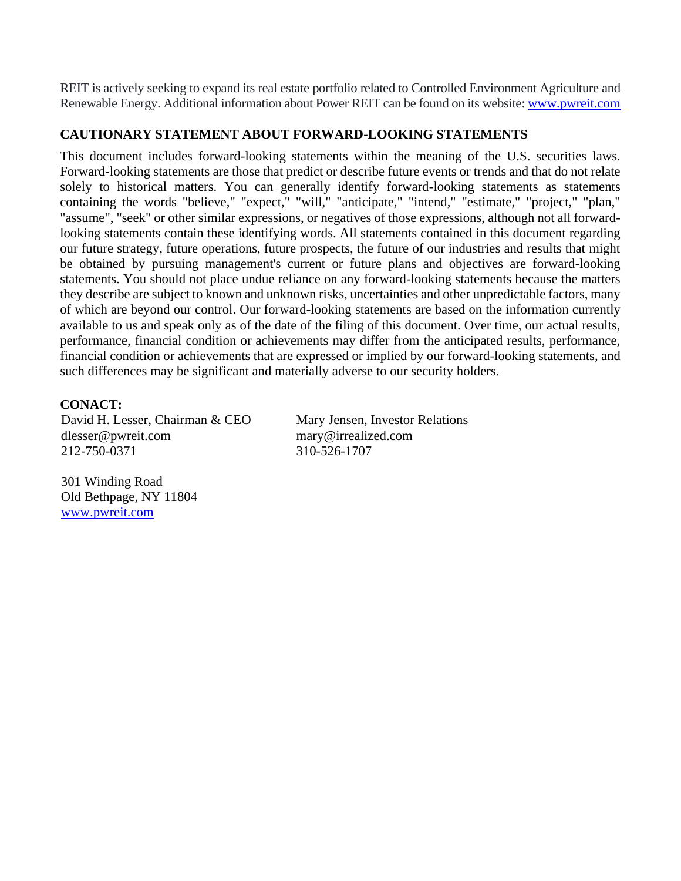REIT is actively seeking to expand its real estate portfolio related to Controlled Environment Agriculture and Renewable Energy. Additional information about Power REIT can be found on its website: www.pwreit.com

**CAUTIONARY STATEMENT ABOUT FORWARD-LOOKING STATEMENTS**

This document includes forward-looking statements within the meaning of the U.S. securities laws. Forward-looking statements are those that predict or describe future events or trends and that do not relate solely to historical matters. You can generally identify forward-looking statements as statements containing the words "believe," "expect," "will," "anticipate," "intend," "estimate," "project," "plan," "assume", "seek" or other similar expressions, or negatives of those expressions, although not all forward-looking statements contain these identifying words. All statements contained in this document regarding our future strategy, future operations, future prospects, the future of our industries and results that might be obtained by pursuing management's current or future plans and objectives are forward-looking statements. You should not place undue reliance on any forward-looking statements because the matters they describe are subject to known and unknown risks, uncertainties and other unpredictable factors, many of which are beyond our control. Our forward-looking statements are based on the information currently available to us and speak only as of the date of the filing of this document. Over time, our actual results, performance, financial condition or achievements may differ from the anticipated results, performance, financial condition or achievements that are expressed or implied by our forward-looking statements, and such differences may be significant and materially adverse to our security holders.

**CONACT:**

David H. Lesser, Chairman & CEO
dlesser@pwreit.com
212-750-0371

Mary Jensen, Investor Relations
mary@irrealized.com
310-526-1707

301 Winding Road
Old Bethpage, NY 11804
www.pwreit.com